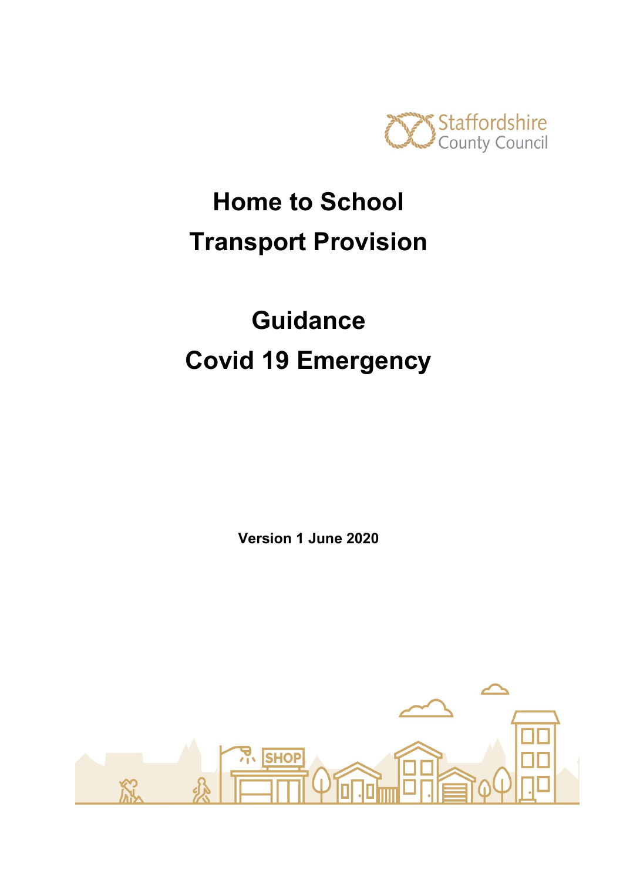Staffordshire County Council

# Home to School Transport Provision

# Guidance Covid 19 Emergency

**Version 1 June 2020**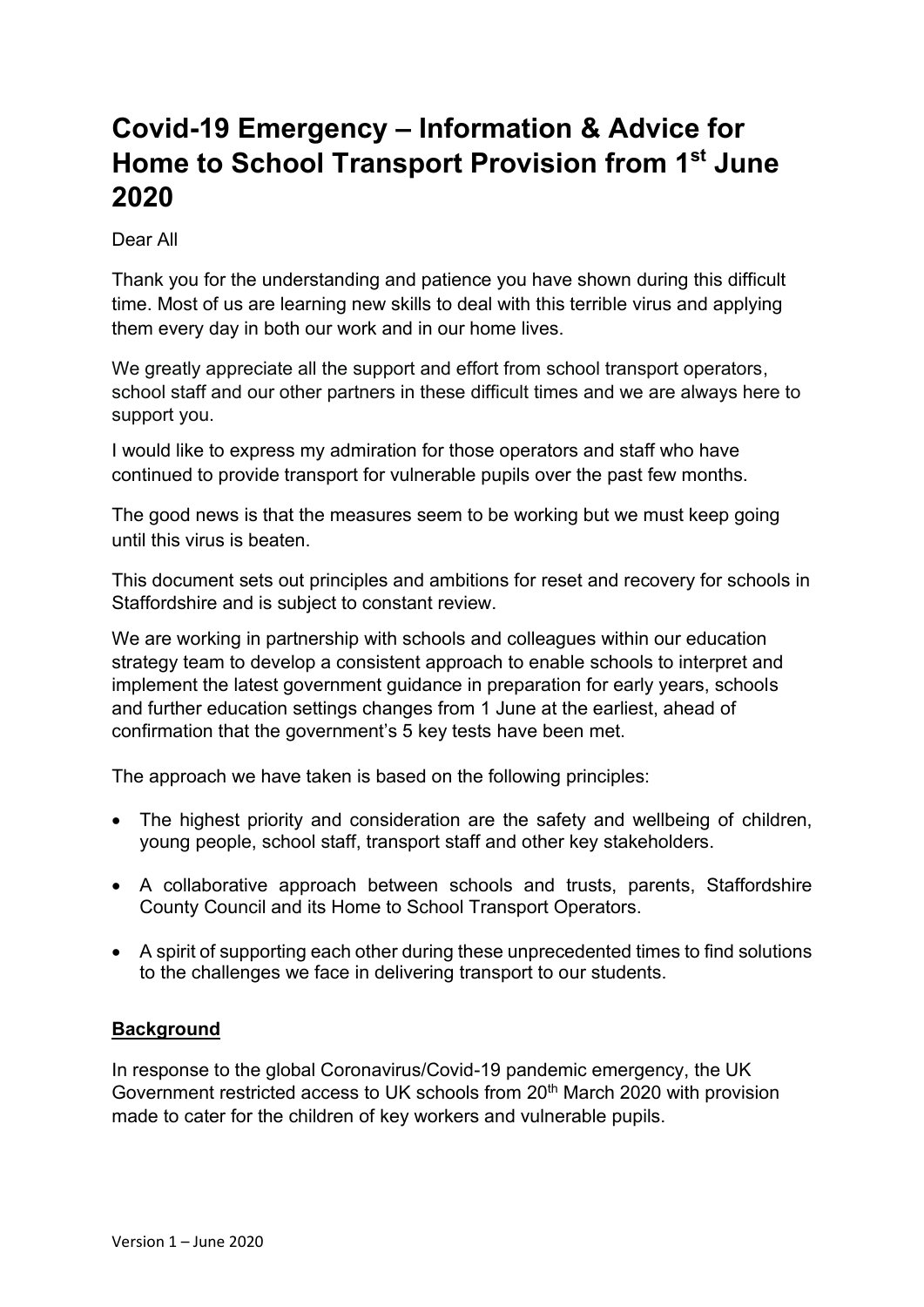# Covid-19 Emergency – Information & Advice for Home to School Transport Provision from 1st June 2020

Dear All

Thank you for the understanding and patience you have shown during this difficult time. Most of us are learning new skills to deal with this terrible virus and applying them every day in both our work and in our home lives.

We greatly appreciate all the support and effort from school transport operators, school staff and our other partners in these difficult times and we are always here to support you.

I would like to express my admiration for those operators and staff who have continued to provide transport for vulnerable pupils over the past few months.

The good news is that the measures seem to be working but we must keep going until this virus is beaten.

This document sets out principles and ambitions for reset and recovery for schools in Staffordshire and is subject to constant review.

We are working in partnership with schools and colleagues within our education strategy team to develop a consistent approach to enable schools to interpret and implement the latest government guidance in preparation for early years, schools and further education settings changes from 1 June at the earliest, ahead of confirmation that the government's 5 key tests have been met.

The approach we have taken is based on the following principles:

- The highest priority and consideration are the safety and wellbeing of children, young people, school staff, transport staff and other key stakeholders.
- A collaborative approach between schools and trusts, parents, Staffordshire County Council and its Home to School Transport Operators.
- A spirit of supporting each other during these unprecedented times to find solutions to the challenges we face in delivering transport to our students.

## Background

In response to the global Coronavirus/Covid-19 pandemic emergency, the UK Government restricted access to UK schools from 20th March 2020 with provision made to cater for the children of key workers and vulnerable pupils.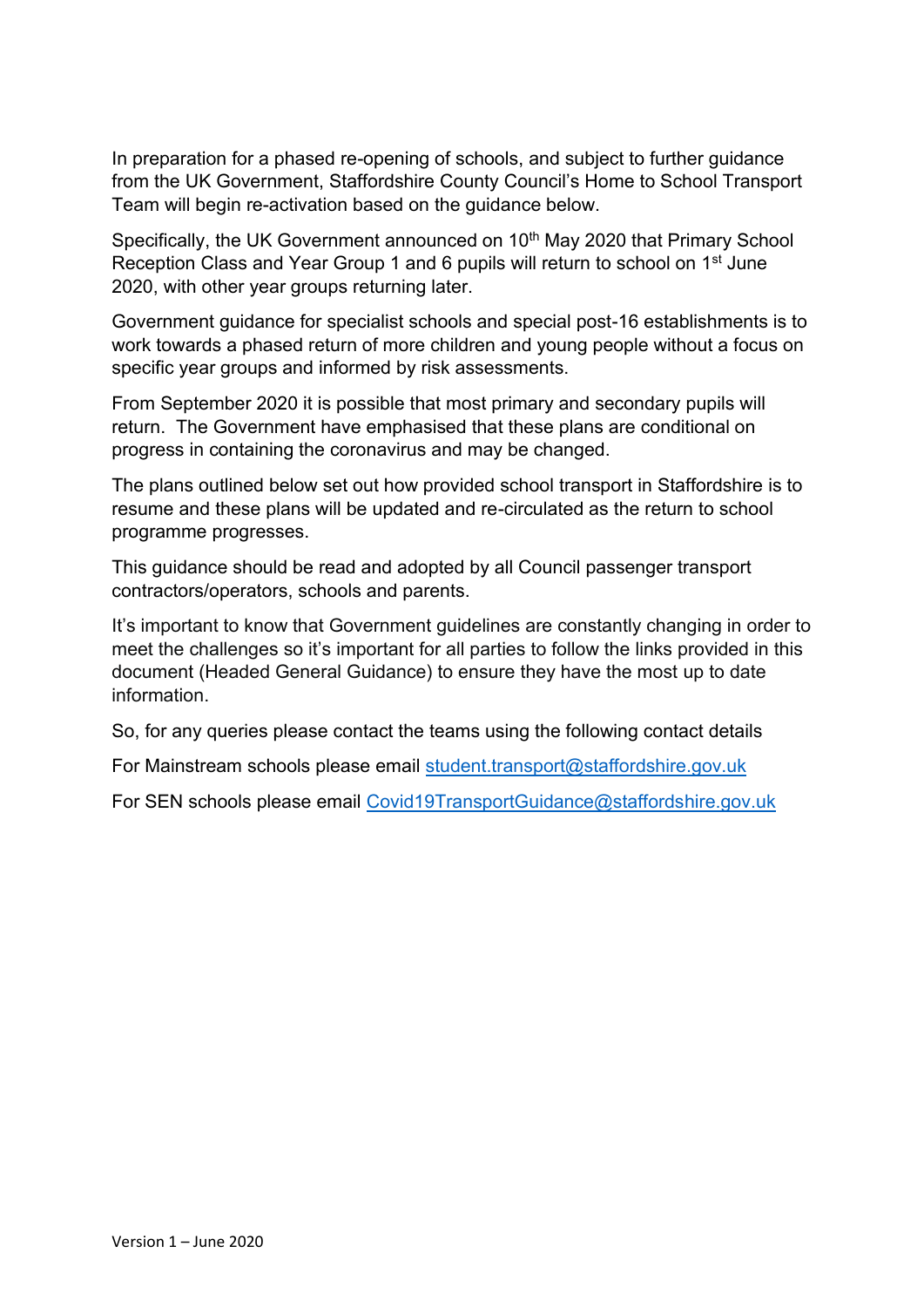In preparation for a phased re-opening of schools, and subject to further guidance from the UK Government, Staffordshire County Council's Home to School Transport Team will begin re-activation based on the guidance below.

Specifically, the UK Government announced on 10th May 2020 that Primary School Reception Class and Year Group 1 and 6 pupils will return to school on 1st June 2020, with other year groups returning later.

Government guidance for specialist schools and special post-16 establishments is to work towards a phased return of more children and young people without a focus on specific year groups and informed by risk assessments.

From September 2020 it is possible that most primary and secondary pupils will return. The Government have emphasised that these plans are conditional on progress in containing the coronavirus and may be changed.

The plans outlined below set out how provided school transport in Staffordshire is to resume and these plans will be updated and re-circulated as the return to school programme progresses.

This guidance should be read and adopted by all Council passenger transport contractors/operators, schools and parents.

It's important to know that Government guidelines are constantly changing in order to meet the challenges so it's important for all parties to follow the links provided in this document (Headed General Guidance) to ensure they have the most up to date information.

So, for any queries please contact the teams using the following contact details

For Mainstream schools please email student.transport@staffordshire.gov.uk

For SEN schools please email Covid19TransportGuidance@staffordshire.gov.uk

Version 1 – June 2020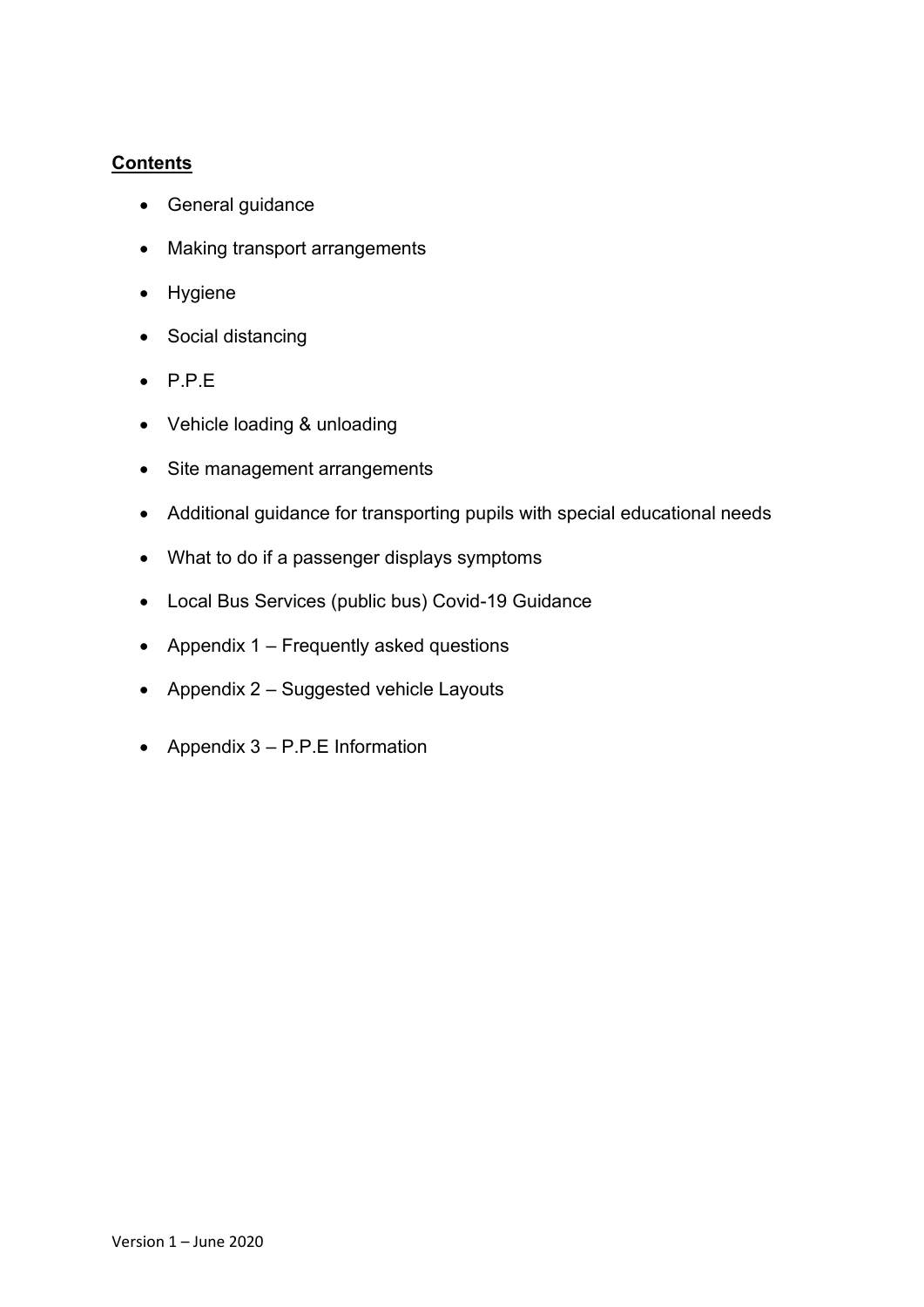**Contents**

- General guidance
- Making transport arrangements
- Hygiene
- Social distancing
- P.P.E
- Vehicle loading & unloading
- Site management arrangements
- Additional guidance for transporting pupils with special educational needs
- What to do if a passenger displays symptoms
- Local Bus Services (public bus) Covid-19 Guidance
- Appendix 1 – Frequently asked questions
- Appendix 2 – Suggested vehicle Layouts
- Appendix 3 – P.P.E Information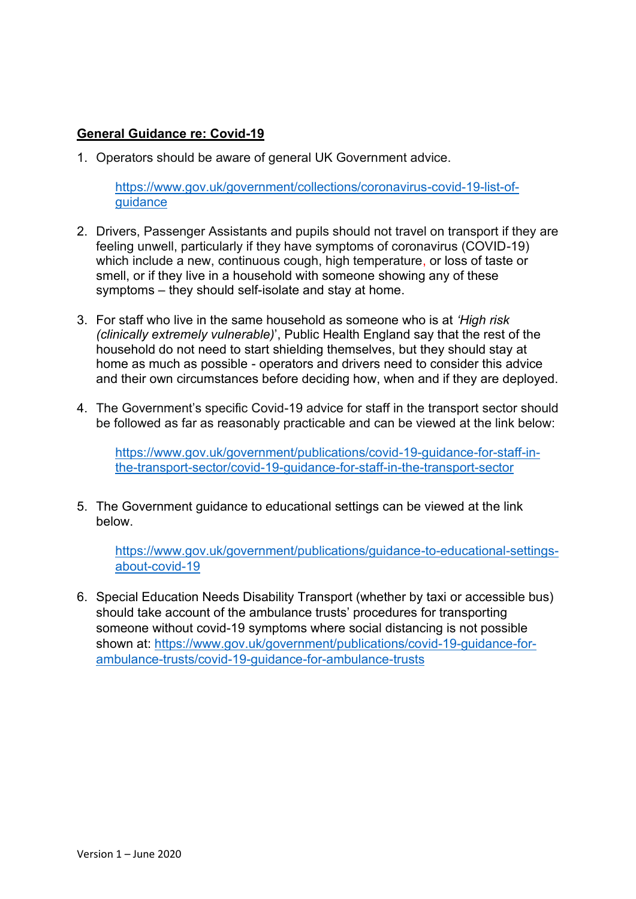**General Guidance re: Covid-19**

1. Operators should be aware of general UK Government advice.

   https://www.gov.uk/government/collections/coronavirus-covid-19-list-of-guidance

2. Drivers, Passenger Assistants and pupils should not travel on transport if they are feeling unwell, particularly if they have symptoms of coronavirus (COVID-19) which include a new, continuous cough, high temperature, or loss of taste or smell, or if they live in a household with someone showing any of these symptoms – they should self-isolate and stay at home.

3. For staff who live in the same household as someone who is at *'High risk (clinically extremely vulnerable)'*, Public Health England say that the rest of the household do not need to start shielding themselves, but they should stay at home as much as possible - operators and drivers need to consider this advice and their own circumstances before deciding how, when and if they are deployed.

4. The Government's specific Covid-19 advice for staff in the transport sector should be followed as far as reasonably practicable and can be viewed at the link below:

   https://www.gov.uk/government/publications/covid-19-guidance-for-staff-in-the-transport-sector/covid-19-guidance-for-staff-in-the-transport-sector

5. The Government guidance to educational settings can be viewed at the link below.

   https://www.gov.uk/government/publications/guidance-to-educational-settings-about-covid-19

6. Special Education Needs Disability Transport (whether by taxi or accessible bus) should take account of the ambulance trusts' procedures for transporting someone without covid-19 symptoms where social distancing is not possible shown at: https://www.gov.uk/government/publications/covid-19-guidance-for-ambulance-trusts/covid-19-guidance-for-ambulance-trusts

Version 1 – June 2020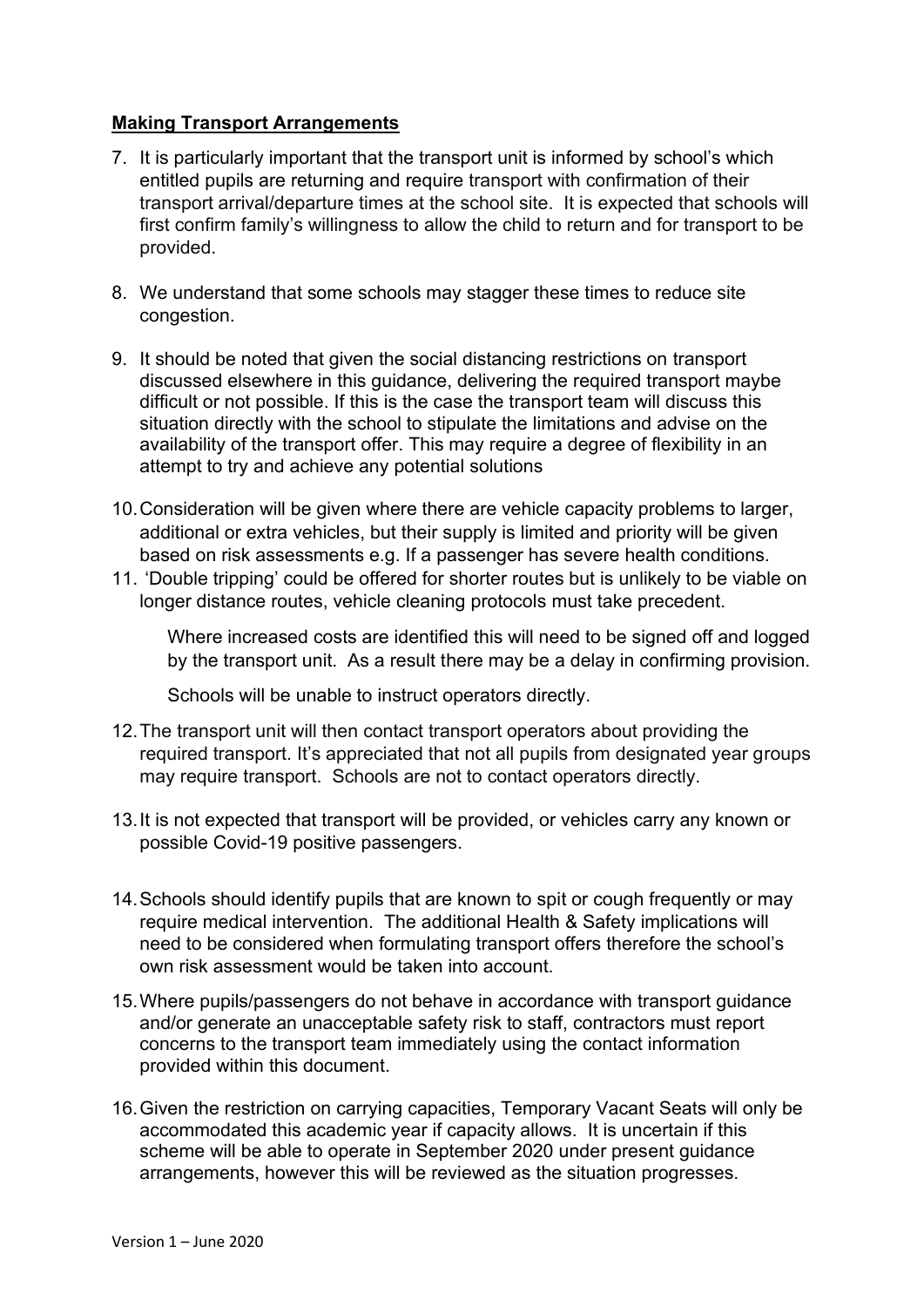**Making Transport Arrangements**

7. It is particularly important that the transport unit is informed by school's which entitled pupils are returning and require transport with confirmation of their transport arrival/departure times at the school site. It is expected that schools will first confirm family's willingness to allow the child to return and for transport to be provided.

8. We understand that some schools may stagger these times to reduce site congestion.

9. It should be noted that given the social distancing restrictions on transport discussed elsewhere in this guidance, delivering the required transport maybe difficult or not possible. If this is the case the transport team will discuss this situation directly with the school to stipulate the limitations and advise on the availability of the transport offer. This may require a degree of flexibility in an attempt to try and achieve any potential solutions

10. Consideration will be given where there are vehicle capacity problems to larger, additional or extra vehicles, but their supply is limited and priority will be given based on risk assessments e.g. If a passenger has severe health conditions.

11. 'Double tripping' could be offered for shorter routes but is unlikely to be viable on longer distance routes, vehicle cleaning protocols must take precedent.

    Where increased costs are identified this will need to be signed off and logged by the transport unit. As a result there may be a delay in confirming provision.

    Schools will be unable to instruct operators directly.

12. The transport unit will then contact transport operators about providing the required transport. It's appreciated that not all pupils from designated year groups may require transport. Schools are not to contact operators directly.

13. It is not expected that transport will be provided, or vehicles carry any known or possible Covid-19 positive passengers.

14. Schools should identify pupils that are known to spit or cough frequently or may require medical intervention. The additional Health & Safety implications will need to be considered when formulating transport offers therefore the school's own risk assessment would be taken into account.

15. Where pupils/passengers do not behave in accordance with transport guidance and/or generate an unacceptable safety risk to staff, contractors must report concerns to the transport team immediately using the contact information provided within this document.

16. Given the restriction on carrying capacities, Temporary Vacant Seats will only be accommodated this academic year if capacity allows. It is uncertain if this scheme will be able to operate in September 2020 under present guidance arrangements, however this will be reviewed as the situation progresses.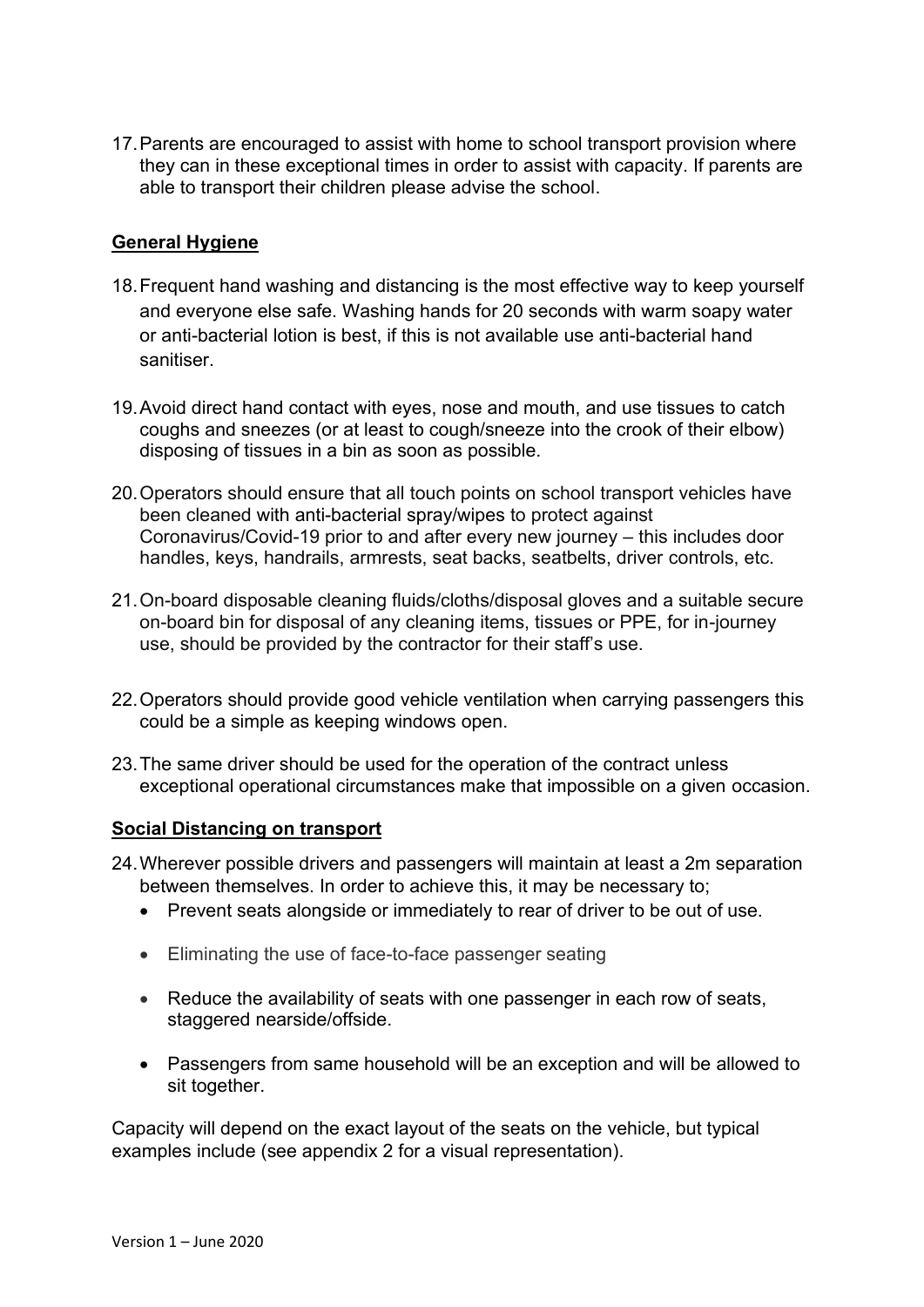17. Parents are encouraged to assist with home to school transport provision where they can in these exceptional times in order to assist with capacity. If parents are able to transport their children please advise the school.

**General Hygiene**

18. Frequent hand washing and distancing is the most effective way to keep yourself and everyone else safe. Washing hands for 20 seconds with warm soapy water or anti-bacterial lotion is best, if this is not available use anti-bacterial hand sanitiser.

19. Avoid direct hand contact with eyes, nose and mouth, and use tissues to catch coughs and sneezes (or at least to cough/sneeze into the crook of their elbow) disposing of tissues in a bin as soon as possible.

20. Operators should ensure that all touch points on school transport vehicles have been cleaned with anti-bacterial spray/wipes to protect against Coronavirus/Covid-19 prior to and after every new journey – this includes door handles, keys, handrails, armrests, seat backs, seatbelts, driver controls, etc.

21. On-board disposable cleaning fluids/cloths/disposal gloves and a suitable secure on-board bin for disposal of any cleaning items, tissues or PPE, for in-journey use, should be provided by the contractor for their staff's use.

22. Operators should provide good vehicle ventilation when carrying passengers this could be a simple as keeping windows open.

23. The same driver should be used for the operation of the contract unless exceptional operational circumstances make that impossible on a given occasion.

**Social Distancing on transport**

24. Wherever possible drivers and passengers will maintain at least a 2m separation between themselves. In order to achieve this, it may be necessary to;
    - Prevent seats alongside or immediately to rear of driver to be out of use.
    - Eliminating the use of face-to-face passenger seating
    - Reduce the availability of seats with one passenger in each row of seats, staggered nearside/offside.
    - Passengers from same household will be an exception and will be allowed to sit together.

Capacity will depend on the exact layout of the seats on the vehicle, but typical examples include (see appendix 2 for a visual representation).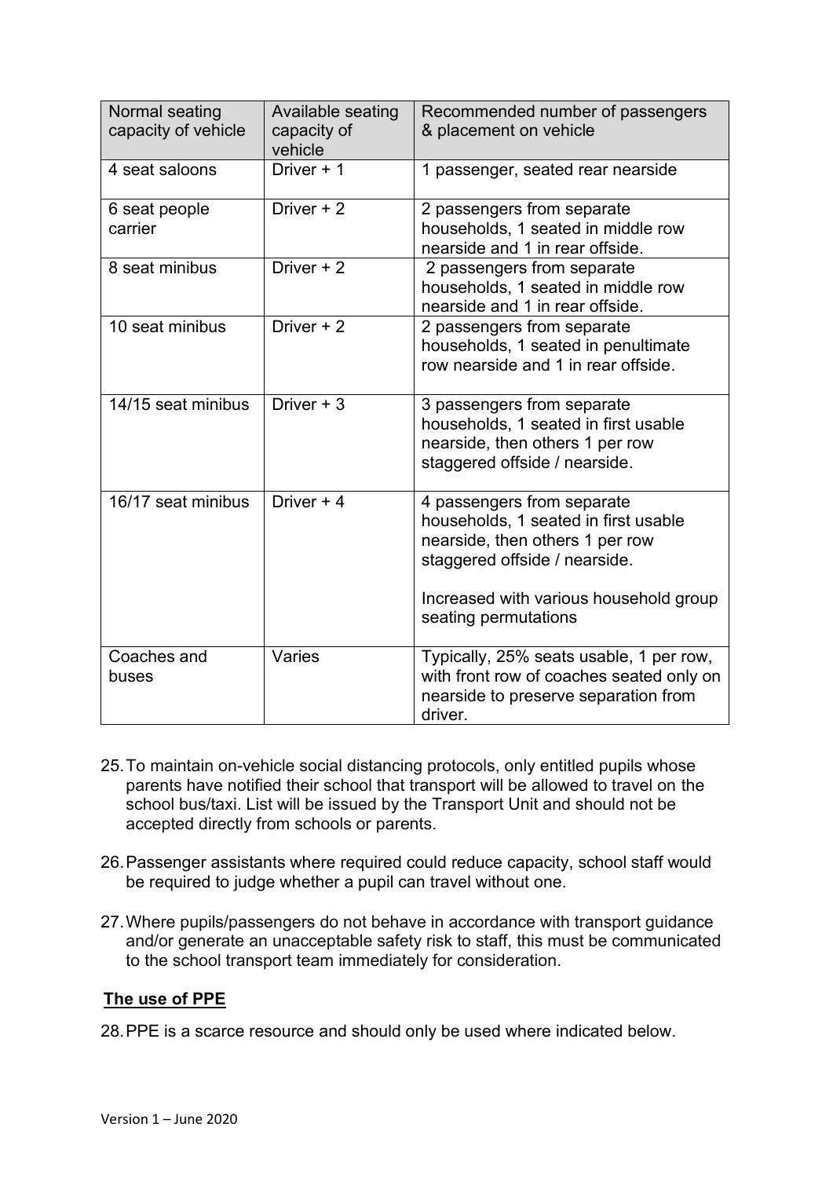| Normal seating capacity of vehicle | Available seating capacity of vehicle | Recommended number of passengers & placement on vehicle |
|---|---|---|
| 4 seat saloons | Driver + 1 | 1 passenger, seated rear nearside |
| 6 seat people carrier | Driver + 2 | 2 passengers from separate households, 1 seated in middle row nearside and 1 in rear offside. |
| 8 seat minibus | Driver + 2 | 2 passengers from separate households, 1 seated in middle row nearside and 1 in rear offside. |
| 10 seat minibus | Driver + 2 | 2 passengers from separate households, 1 seated in penultimate row nearside and 1 in rear offside. |
| 14/15 seat minibus | Driver + 3 | 3 passengers from separate households, 1 seated in first usable nearside, then others 1 per row staggered offside / nearside. |
| 16/17 seat minibus | Driver + 4 | 4 passengers from separate households, 1 seated in first usable nearside, then others 1 per row staggered offside / nearside.<br><br>Increased with various household group seating permutations |
| Coaches and buses | Varies | Typically, 25% seats usable, 1 per row, with front row of coaches seated only on nearside to preserve separation from driver. |

25. To maintain on-vehicle social distancing protocols, only entitled pupils whose parents have notified their school that transport will be allowed to travel on the school bus/taxi. List will be issued by the Transport Unit and should not be accepted directly from schools or parents.

26. Passenger assistants where required could reduce capacity, school staff would be required to judge whether a pupil can travel without one.

27. Where pupils/passengers do not behave in accordance with transport guidance and/or generate an unacceptable safety risk to staff, this must be communicated to the school transport team immediately for consideration.

**The use of PPE**

28. PPE is a scarce resource and should only be used where indicated below.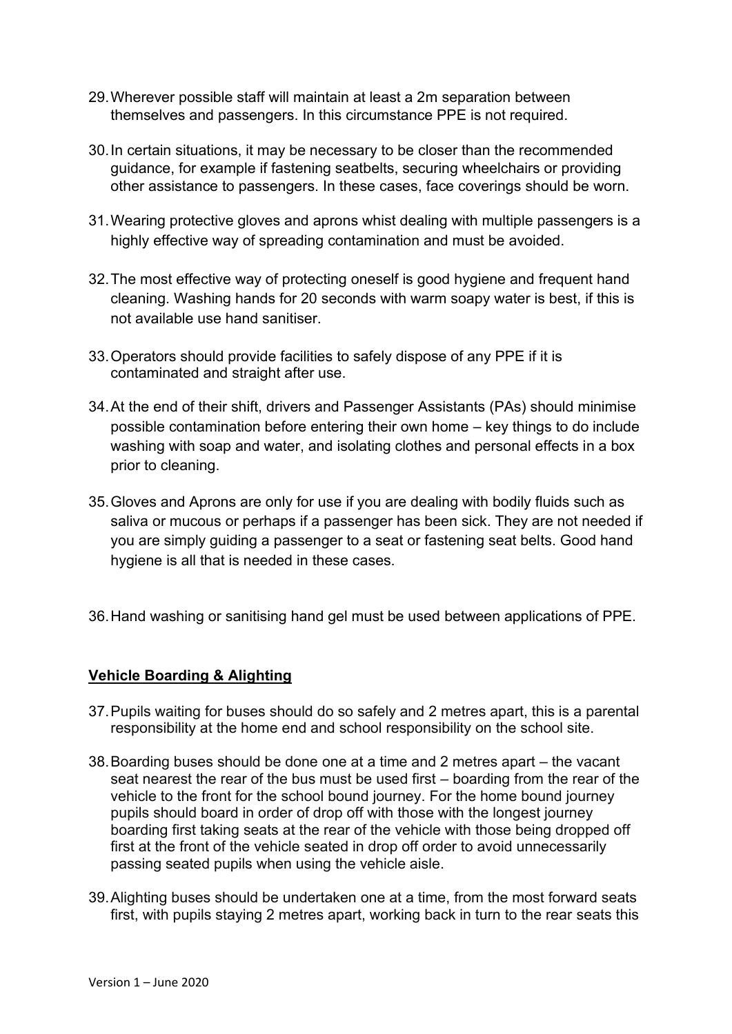29. Wherever possible staff will maintain at least a 2m separation between themselves and passengers. In this circumstance PPE is not required.

30. In certain situations, it may be necessary to be closer than the recommended guidance, for example if fastening seatbelts, securing wheelchairs or providing other assistance to passengers. In these cases, face coverings should be worn.

31. Wearing protective gloves and aprons whist dealing with multiple passengers is a highly effective way of spreading contamination and must be avoided.

32. The most effective way of protecting oneself is good hygiene and frequent hand cleaning. Washing hands for 20 seconds with warm soapy water is best, if this is not available use hand sanitiser.

33. Operators should provide facilities to safely dispose of any PPE if it is contaminated and straight after use.

34. At the end of their shift, drivers and Passenger Assistants (PAs) should minimise possible contamination before entering their own home – key things to do include washing with soap and water, and isolating clothes and personal effects in a box prior to cleaning.

35. Gloves and Aprons are only for use if you are dealing with bodily fluids such as saliva or mucous or perhaps if a passenger has been sick. They are not needed if you are simply guiding a passenger to a seat or fastening seat belts. Good hand hygiene is all that is needed in these cases.

36. Hand washing or sanitising hand gel must be used between applications of PPE.

## Vehicle Boarding & Alighting

37. Pupils waiting for buses should do so safely and 2 metres apart, this is a parental responsibility at the home end and school responsibility on the school site.

38. Boarding buses should be done one at a time and 2 metres apart – the vacant seat nearest the rear of the bus must be used first – boarding from the rear of the vehicle to the front for the school bound journey. For the home bound journey pupils should board in order of drop off with those with the longest journey boarding first taking seats at the rear of the vehicle with those being dropped off first at the front of the vehicle seated in drop off order to avoid unnecessarily passing seated pupils when using the vehicle aisle.

39. Alighting buses should be undertaken one at a time, from the most forward seats first, with pupils staying 2 metres apart, working back in turn to the rear seats this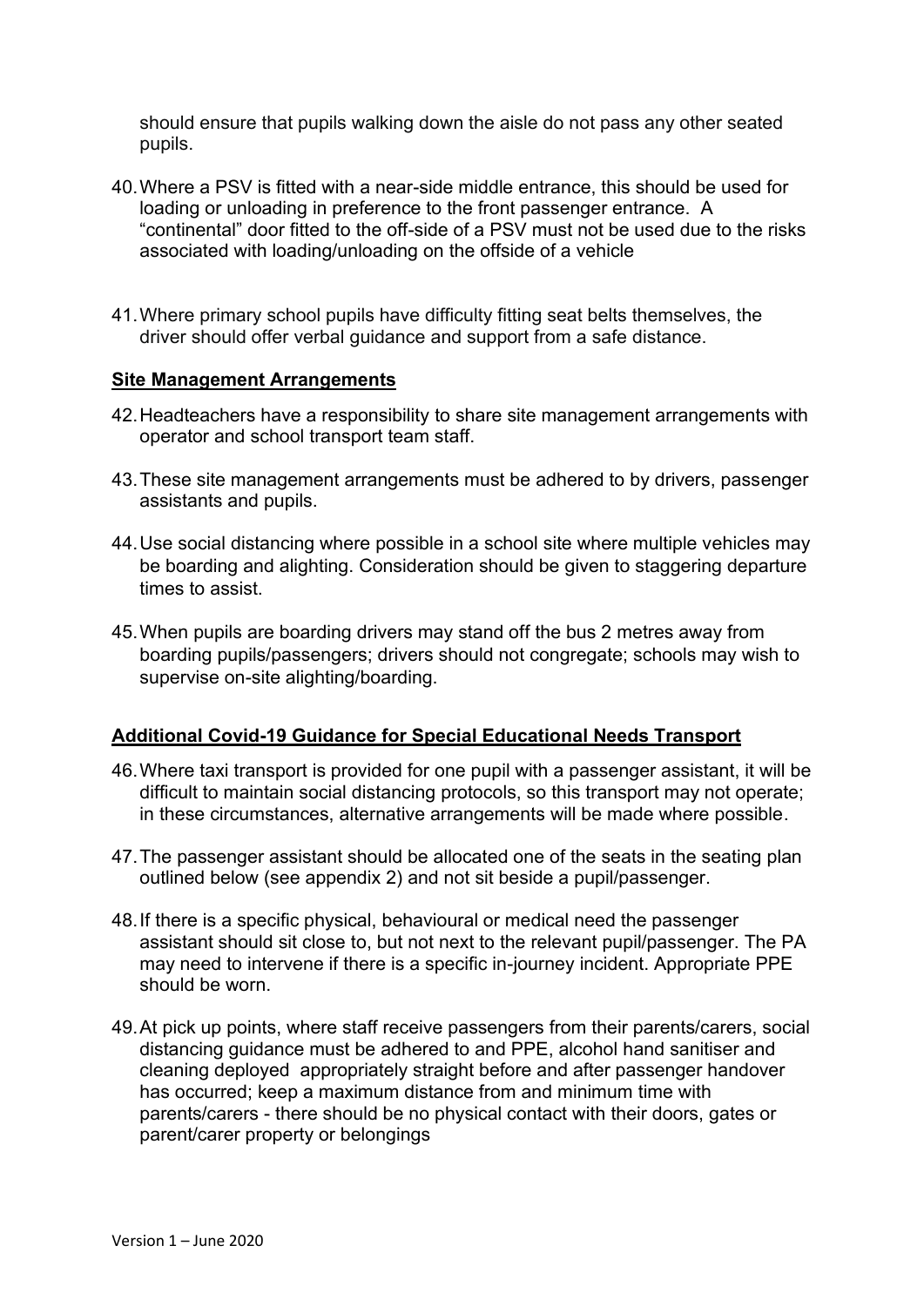should ensure that pupils walking down the aisle do not pass any other seated pupils.

40. Where a PSV is fitted with a near-side middle entrance, this should be used for loading or unloading in preference to the front passenger entrance. A “continental” door fitted to the off-side of a PSV must not be used due to the risks associated with loading/unloading on the offside of a vehicle

41. Where primary school pupils have difficulty fitting seat belts themselves, the driver should offer verbal guidance and support from a safe distance.

**Site Management Arrangements**

42. Headteachers have a responsibility to share site management arrangements with operator and school transport team staff.

43. These site management arrangements must be adhered to by drivers, passenger assistants and pupils.

44. Use social distancing where possible in a school site where multiple vehicles may be boarding and alighting. Consideration should be given to staggering departure times to assist.

45. When pupils are boarding drivers may stand off the bus 2 metres away from boarding pupils/passengers; drivers should not congregate; schools may wish to supervise on-site alighting/boarding.

**Additional Covid-19 Guidance for Special Educational Needs Transport**

46. Where taxi transport is provided for one pupil with a passenger assistant, it will be difficult to maintain social distancing protocols, so this transport may not operate; in these circumstances, alternative arrangements will be made where possible.

47. The passenger assistant should be allocated one of the seats in the seating plan outlined below (see appendix 2) and not sit beside a pupil/passenger.

48. If there is a specific physical, behavioural or medical need the passenger assistant should sit close to, but not next to the relevant pupil/passenger. The PA may need to intervene if there is a specific in-journey incident. Appropriate PPE should be worn.

49. At pick up points, where staff receive passengers from their parents/carers, social distancing guidance must be adhered to and PPE, alcohol hand sanitiser and cleaning deployed appropriately straight before and after passenger handover has occurred; keep a maximum distance from and minimum time with parents/carers - there should be no physical contact with their doors, gates or parent/carer property or belongings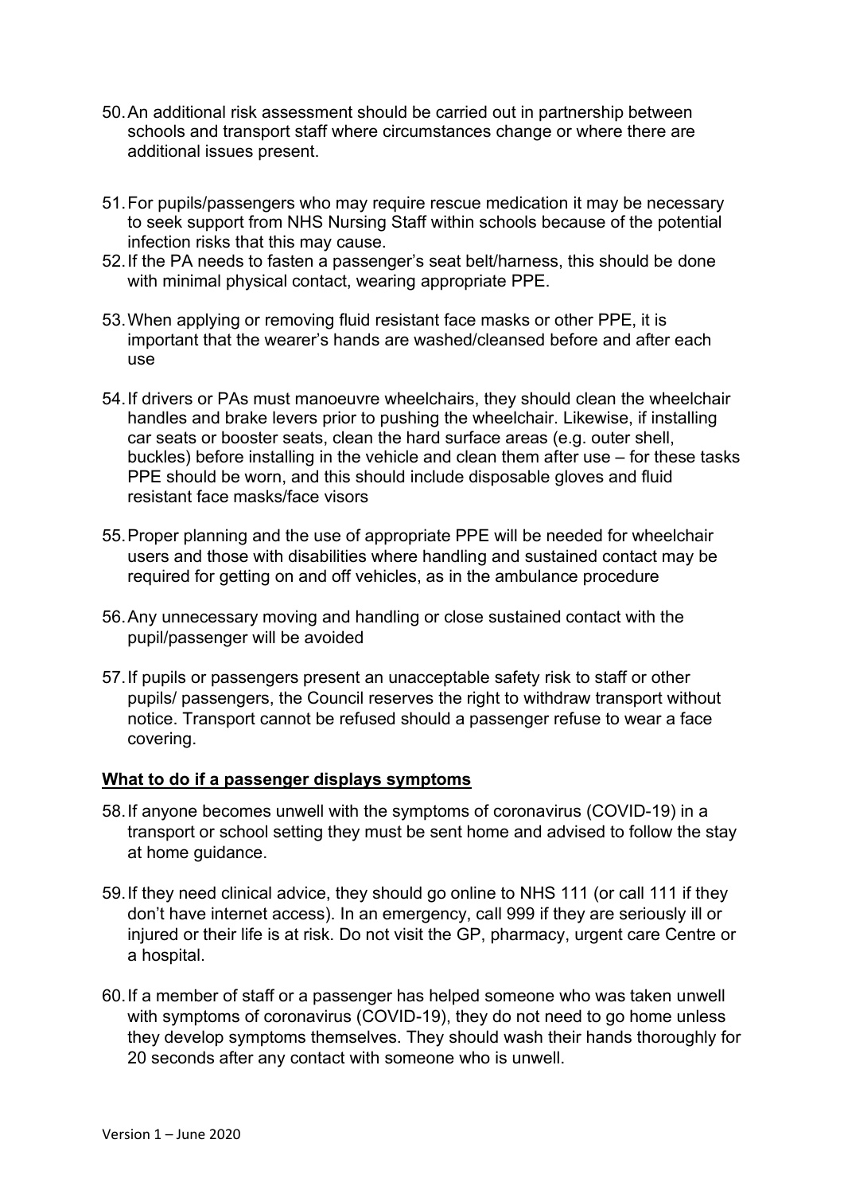50. An additional risk assessment should be carried out in partnership between schools and transport staff where circumstances change or where there are additional issues present.

51. For pupils/passengers who may require rescue medication it may be necessary to seek support from NHS Nursing Staff within schools because of the potential infection risks that this may cause.

52. If the PA needs to fasten a passenger's seat belt/harness, this should be done with minimal physical contact, wearing appropriate PPE.

53. When applying or removing fluid resistant face masks or other PPE, it is important that the wearer's hands are washed/cleansed before and after each use

54. If drivers or PAs must manoeuvre wheelchairs, they should clean the wheelchair handles and brake levers prior to pushing the wheelchair. Likewise, if installing car seats or booster seats, clean the hard surface areas (e.g. outer shell, buckles) before installing in the vehicle and clean them after use – for these tasks PPE should be worn, and this should include disposable gloves and fluid resistant face masks/face visors

55. Proper planning and the use of appropriate PPE will be needed for wheelchair users and those with disabilities where handling and sustained contact may be required for getting on and off vehicles, as in the ambulance procedure

56. Any unnecessary moving and handling or close sustained contact with the pupil/passenger will be avoided

57. If pupils or passengers present an unacceptable safety risk to staff or other pupils/ passengers, the Council reserves the right to withdraw transport without notice. Transport cannot be refused should a passenger refuse to wear a face covering.

**What to do if a passenger displays symptoms**

58. If anyone becomes unwell with the symptoms of coronavirus (COVID-19) in a transport or school setting they must be sent home and advised to follow the stay at home guidance.

59. If they need clinical advice, they should go online to NHS 111 (or call 111 if they don't have internet access). In an emergency, call 999 if they are seriously ill or injured or their life is at risk. Do not visit the GP, pharmacy, urgent care Centre or a hospital.

60. If a member of staff or a passenger has helped someone who was taken unwell with symptoms of coronavirus (COVID-19), they do not need to go home unless they develop symptoms themselves. They should wash their hands thoroughly for 20 seconds after any contact with someone who is unwell.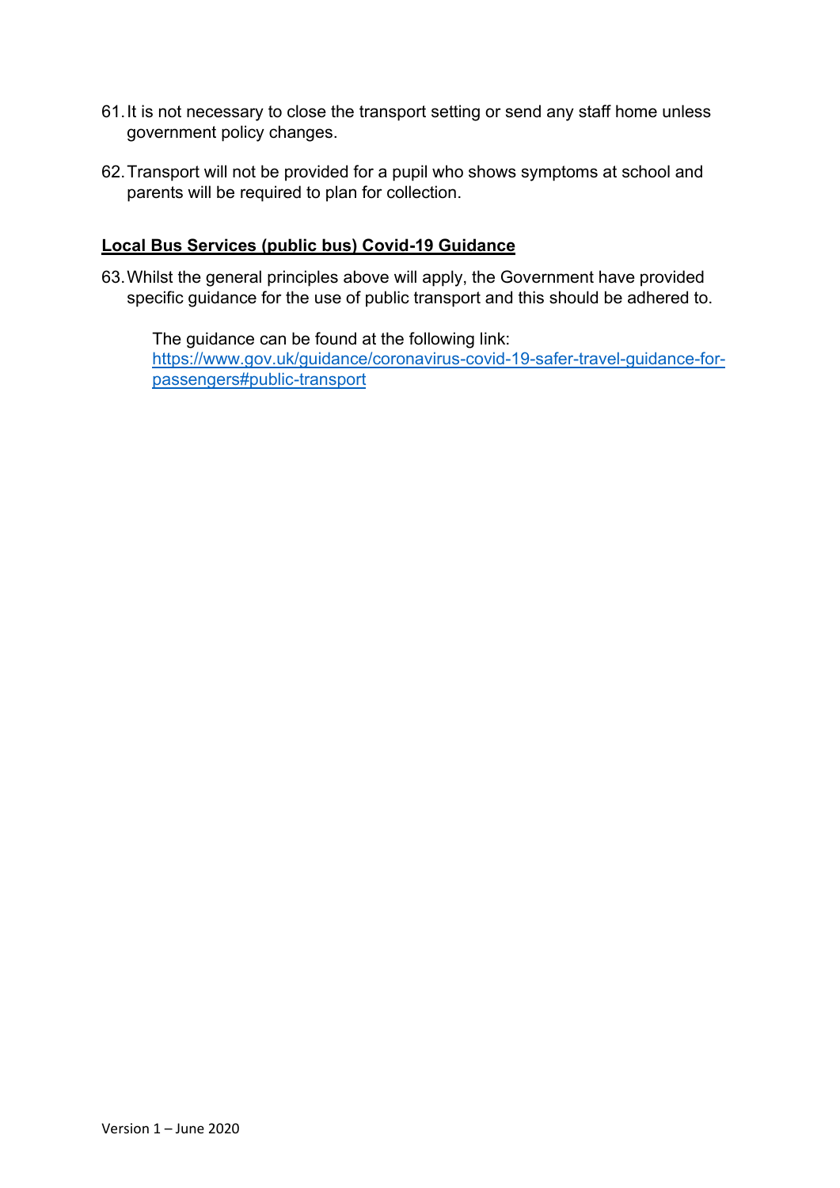61. It is not necessary to close the transport setting or send any staff home unless government policy changes.

62. Transport will not be provided for a pupil who shows symptoms at school and parents will be required to plan for collection.

**Local Bus Services (public bus) Covid-19 Guidance**

63. Whilst the general principles above will apply, the Government have provided specific guidance for the use of public transport and this should be adhered to.

    The guidance can be found at the following link:
    [https://www.gov.uk/guidance/coronavirus-covid-19-safer-travel-guidance-for-passengers#public-transport](https://www.gov.uk/guidance/coronavirus-covid-19-safer-travel-guidance-for-passengers#public-transport)

Version 1 – June 2020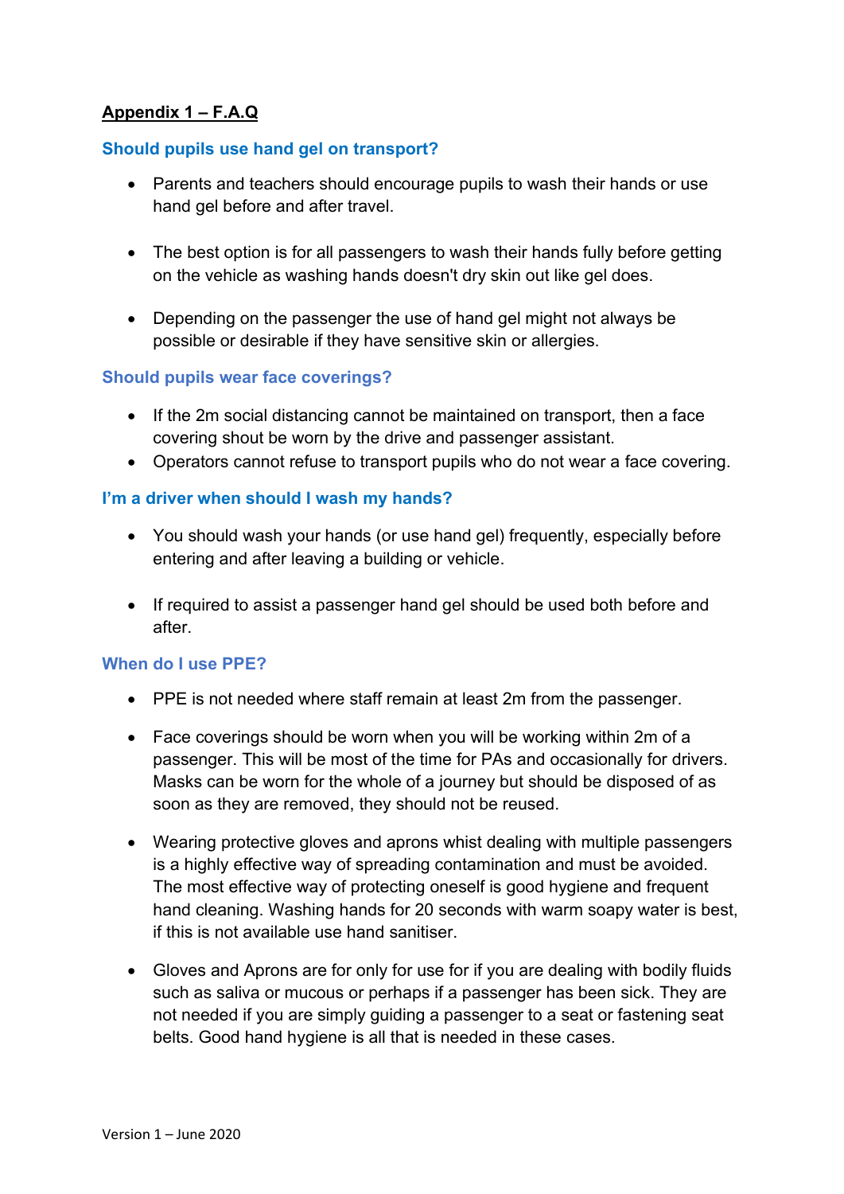## Appendix 1 – F.A.Q

### Should pupils use hand gel on transport?

- Parents and teachers should encourage pupils to wash their hands or use hand gel before and after travel.

- The best option is for all passengers to wash their hands fully before getting on the vehicle as washing hands doesn't dry skin out like gel does.

- Depending on the passenger the use of hand gel might not always be possible or desirable if they have sensitive skin or allergies.

### Should pupils wear face coverings?

- If the 2m social distancing cannot be maintained on transport, then a face covering shout be worn by the drive and passenger assistant.
- Operators cannot refuse to transport pupils who do not wear a face covering.

### I'm a driver when should I wash my hands?

- You should wash your hands (or use hand gel) frequently, especially before entering and after leaving a building or vehicle.

- If required to assist a passenger hand gel should be used both before and after.

### When do I use PPE?

- PPE is not needed where staff remain at least 2m from the passenger.

- Face coverings should be worn when you will be working within 2m of a passenger. This will be most of the time for PAs and occasionally for drivers. Masks can be worn for the whole of a journey but should be disposed of as soon as they are removed, they should not be reused.

- Wearing protective gloves and aprons whist dealing with multiple passengers is a highly effective way of spreading contamination and must be avoided. The most effective way of protecting oneself is good hygiene and frequent hand cleaning. Washing hands for 20 seconds with warm soapy water is best, if this is not available use hand sanitiser.

- Gloves and Aprons are for only for use for if you are dealing with bodily fluids such as saliva or mucous or perhaps if a passenger has been sick. They are not needed if you are simply guiding a passenger to a seat or fastening seat belts. Good hand hygiene is all that is needed in these cases.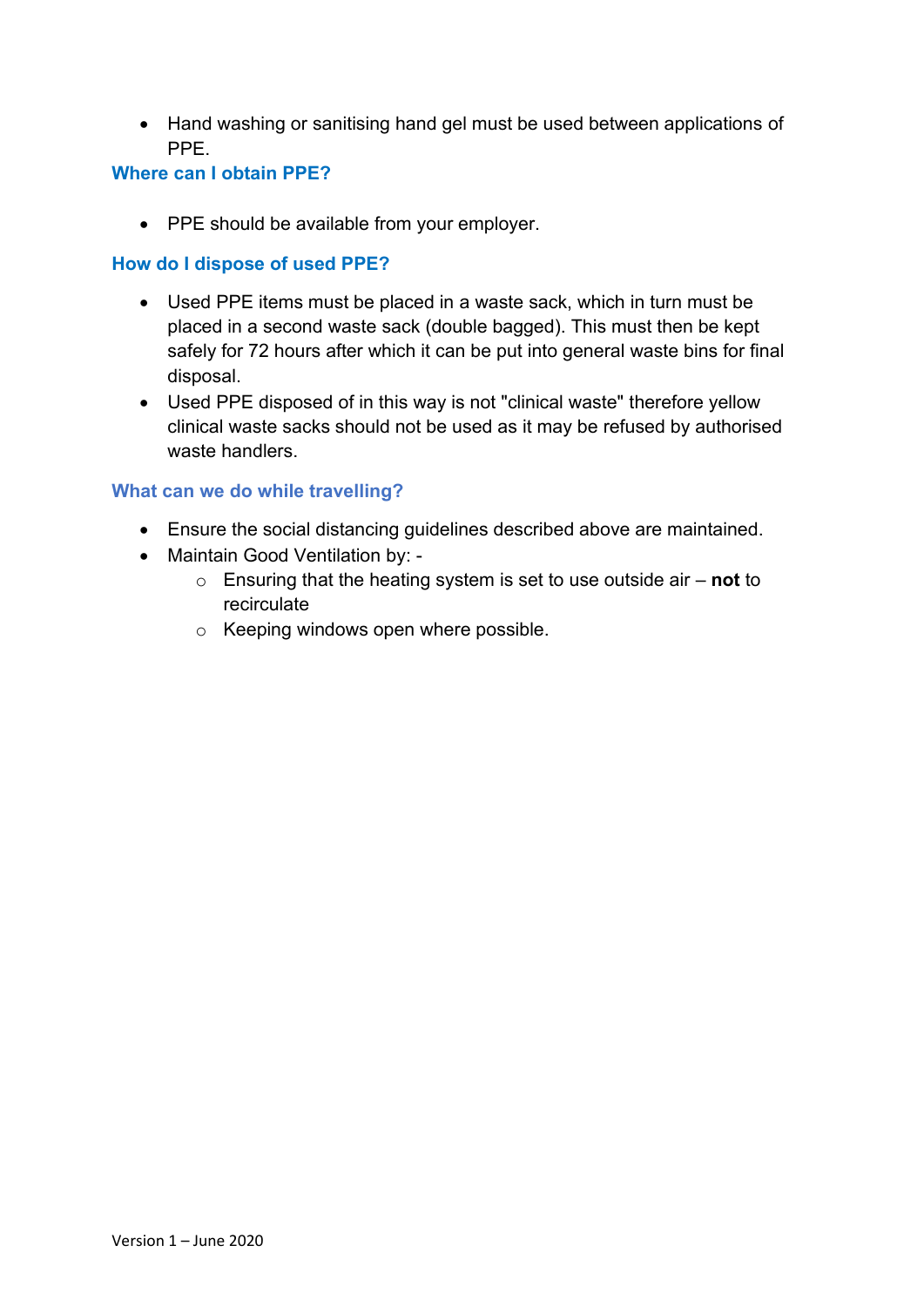- Hand washing or sanitising hand gel must be used between applications of PPE.

### Where can I obtain PPE?

- PPE should be available from your employer.

### How do I dispose of used PPE?

- Used PPE items must be placed in a waste sack, which in turn must be placed in a second waste sack (double bagged). This must then be kept safely for 72 hours after which it can be put into general waste bins for final disposal.
- Used PPE disposed of in this way is not "clinical waste" therefore yellow clinical waste sacks should not be used as it may be refused by authorised waste handlers.

### What can we do while travelling?

- Ensure the social distancing guidelines described above are maintained.
- Maintain Good Ventilation by: -
  - Ensuring that the heating system is set to use outside air – **not** to recirculate
  - Keeping windows open where possible.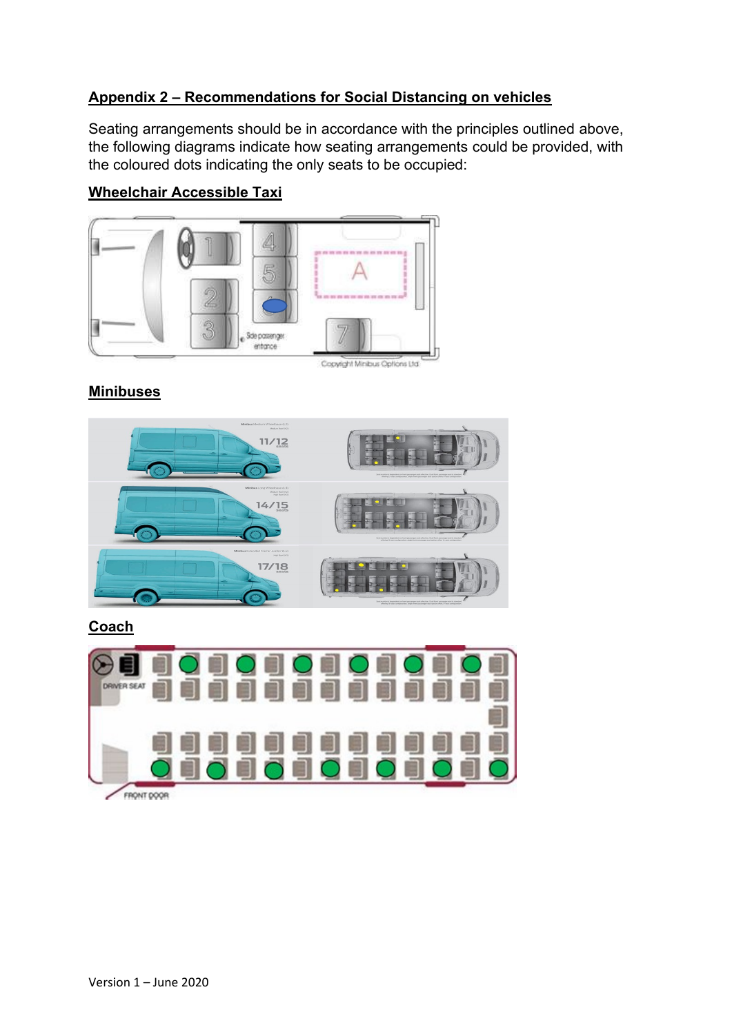## Appendix 2 – Recommendations for Social Distancing on vehicles

Seating arrangements should be in accordance with the principles outlined above, the following diagrams indicate how seating arrangements could be provided, with the coloured dots indicating the only seats to be occupied:

### Wheelchair Accessible Taxi

### Minibuses

### Coach

Version 1 – June 2020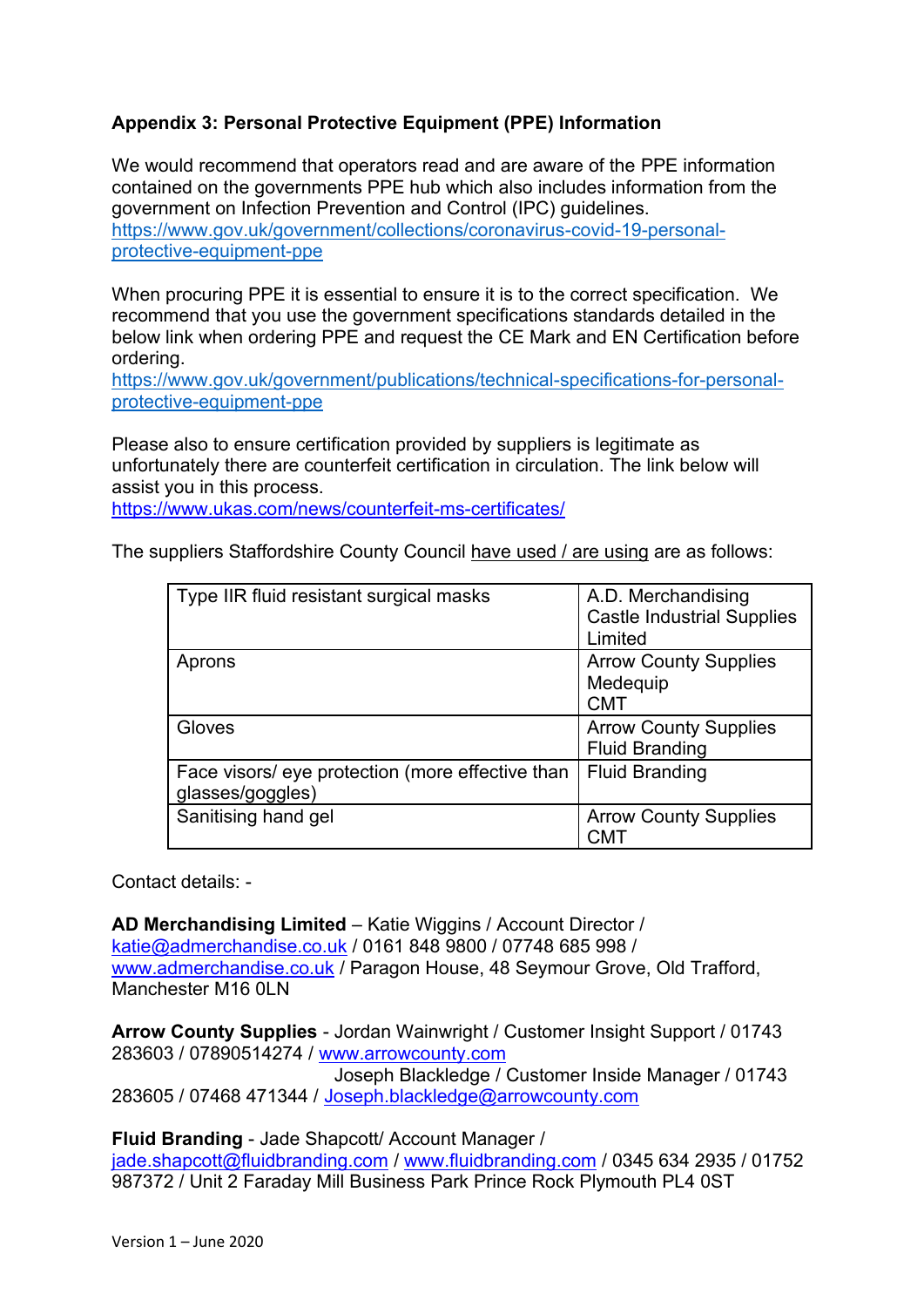**Appendix 3: Personal Protective Equipment (PPE) Information**

We would recommend that operators read and are aware of the PPE information contained on the governments PPE hub which also includes information from the government on Infection Prevention and Control (IPC) guidelines.
https://www.gov.uk/government/collections/coronavirus-covid-19-personal-protective-equipment-ppe

When procuring PPE it is essential to ensure it is to the correct specification. We recommend that you use the government specifications standards detailed in the below link when ordering PPE and request the CE Mark and EN Certification before ordering.
https://www.gov.uk/government/publications/technical-specifications-for-personal-protective-equipment-ppe

Please also to ensure certification provided by suppliers is legitimate as unfortunately there are counterfeit certification in circulation. The link below will assist you in this process.
https://www.ukas.com/news/counterfeit-ms-certificates/

The suppliers Staffordshire County Council have used / are using are as follows:

| | |
|---|---|
| Type IIR fluid resistant surgical masks | A.D. Merchandising<br>Castle Industrial Supplies Limited |
| Aprons | Arrow County Supplies<br>Medequip<br>CMT |
| Gloves | Arrow County Supplies<br>Fluid Branding |
| Face visors/ eye protection (more effective than glasses/goggles) | Fluid Branding |
| Sanitising hand gel | Arrow County Supplies<br>CMT |

Contact details: -

**AD Merchandising Limited** – Katie Wiggins / Account Director / katie@admerchandise.co.uk / 0161 848 9800 / 07748 685 998 / www.admerchandise.co.uk / Paragon House, 48 Seymour Grove, Old Trafford, Manchester M16 0LN

**Arrow County Supplies** - Jordan Wainwright / Customer Insight Support / 01743 283603 / 07890514274 / www.arrowcounty.com
Joseph Blackledge / Customer Inside Manager / 01743 283605 / 07468 471344 / Joseph.blackledge@arrowcounty.com

**Fluid Branding** - Jade Shapcott/ Account Manager / jade.shapcott@fluidbranding.com / www.fluidbranding.com / 0345 634 2935 / 01752 987372 / Unit 2 Faraday Mill Business Park Prince Rock Plymouth PL4 0ST

Version 1 – June 2020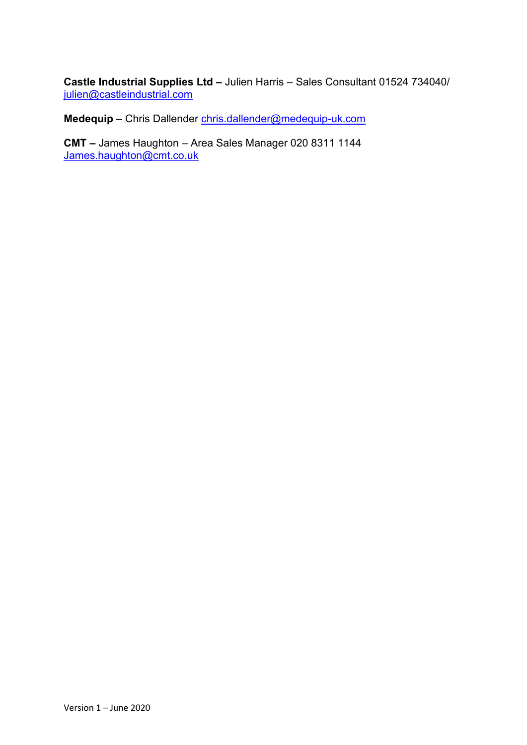**Castle Industrial Supplies Ltd –** Julien Harris – Sales Consultant 01524 734040/ julien@castleindustrial.com

**Medequip** – Chris Dallender chris.dallender@medequip-uk.com

**CMT –** James Haughton – Area Sales Manager 020 8311 1144 James.haughton@cmt.co.uk